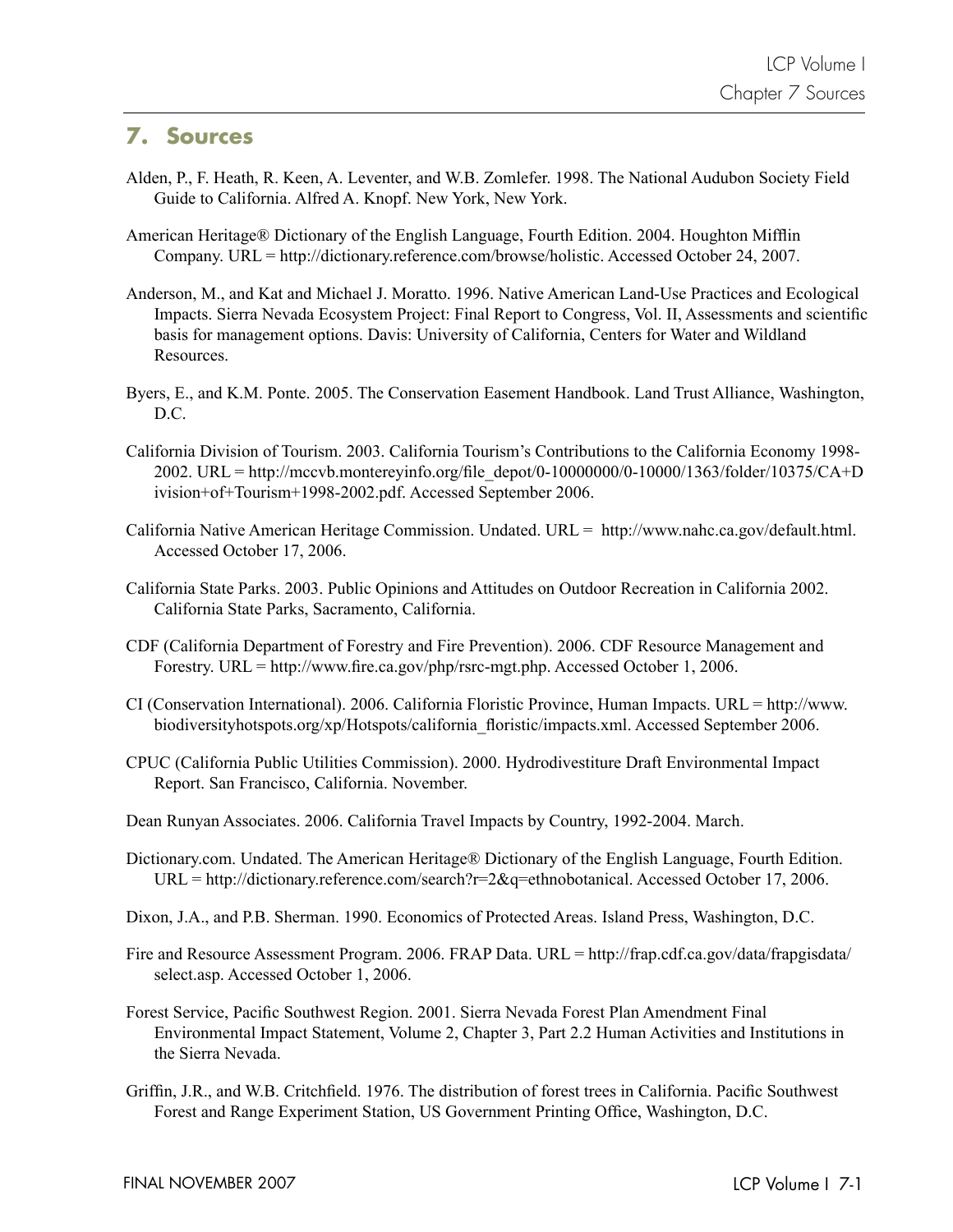# 7. Sources

Alden, P., F. Heath, R. Keen, A. Leventer, and W.B. Zomlefer. 1998. The National Audubon Society Field Guide to California. Alfred A. Knopf. New York, New York.

American Heritage® Dictionary of the English Language, Fourth Edition. 2004. Houghton Mifflin Company. URL = http://dictionary.reference.com/browse/holistic. Accessed October 24, 2007.

Anderson, M., and Kat and Michael J. Moratto. 1996. Native American Land-Use Practices and Ecological Impacts. Sierra Nevada Ecosystem Project: Final Report to Congress, Vol. II, Assessments and scientific basis for management options. Davis: University of California, Centers for Water and Wildland Resources.

Byers, E., and K.M. Ponte. 2005. The Conservation Easement Handbook. Land Trust Alliance, Washington, D.C.

California Division of Tourism. 2003. California Tourism's Contributions to the California Economy 1998-2002. URL = http://mccvb.montereyinfo.org/file_depot/0-10000000/0-10000/1363/folder/10375/CA+Division+of+Tourism+1998-2002.pdf. Accessed September 2006.

California Native American Heritage Commission. Undated. URL = http://www.nahc.ca.gov/default.html. Accessed October 17, 2006.

California State Parks. 2003. Public Opinions and Attitudes on Outdoor Recreation in California 2002. California State Parks, Sacramento, California.

CDF (California Department of Forestry and Fire Prevention). 2006. CDF Resource Management and Forestry. URL = http://www.fire.ca.gov/php/rsrc-mgt.php. Accessed October 1, 2006.

CI (Conservation International). 2006. California Floristic Province, Human Impacts. URL = http://www.biodiversityhotspots.org/xp/Hotspots/california_floristic/impacts.xml. Accessed September 2006.

CPUC (California Public Utilities Commission). 2000. Hydrodivestiture Draft Environmental Impact Report. San Francisco, California. November.

Dean Runyan Associates. 2006. California Travel Impacts by Country, 1992-2004. March.

Dictionary.com. Undated. The American Heritage® Dictionary of the English Language, Fourth Edition. URL = http://dictionary.reference.com/search?r=2&q=ethnobotanical. Accessed October 17, 2006.

Dixon, J.A., and P.B. Sherman. 1990. Economics of Protected Areas. Island Press, Washington, D.C.

Fire and Resource Assessment Program. 2006. FRAP Data. URL = http://frap.cdf.ca.gov/data/frapgisdata/select.asp. Accessed October 1, 2006.

Forest Service, Pacific Southwest Region. 2001. Sierra Nevada Forest Plan Amendment Final Environmental Impact Statement, Volume 2, Chapter 3, Part 2.2 Human Activities and Institutions in the Sierra Nevada.

Griffin, J.R., and W.B. Critchfield. 1976. The distribution of forest trees in California. Pacific Southwest Forest and Range Experiment Station, US Government Printing Office, Washington, D.C.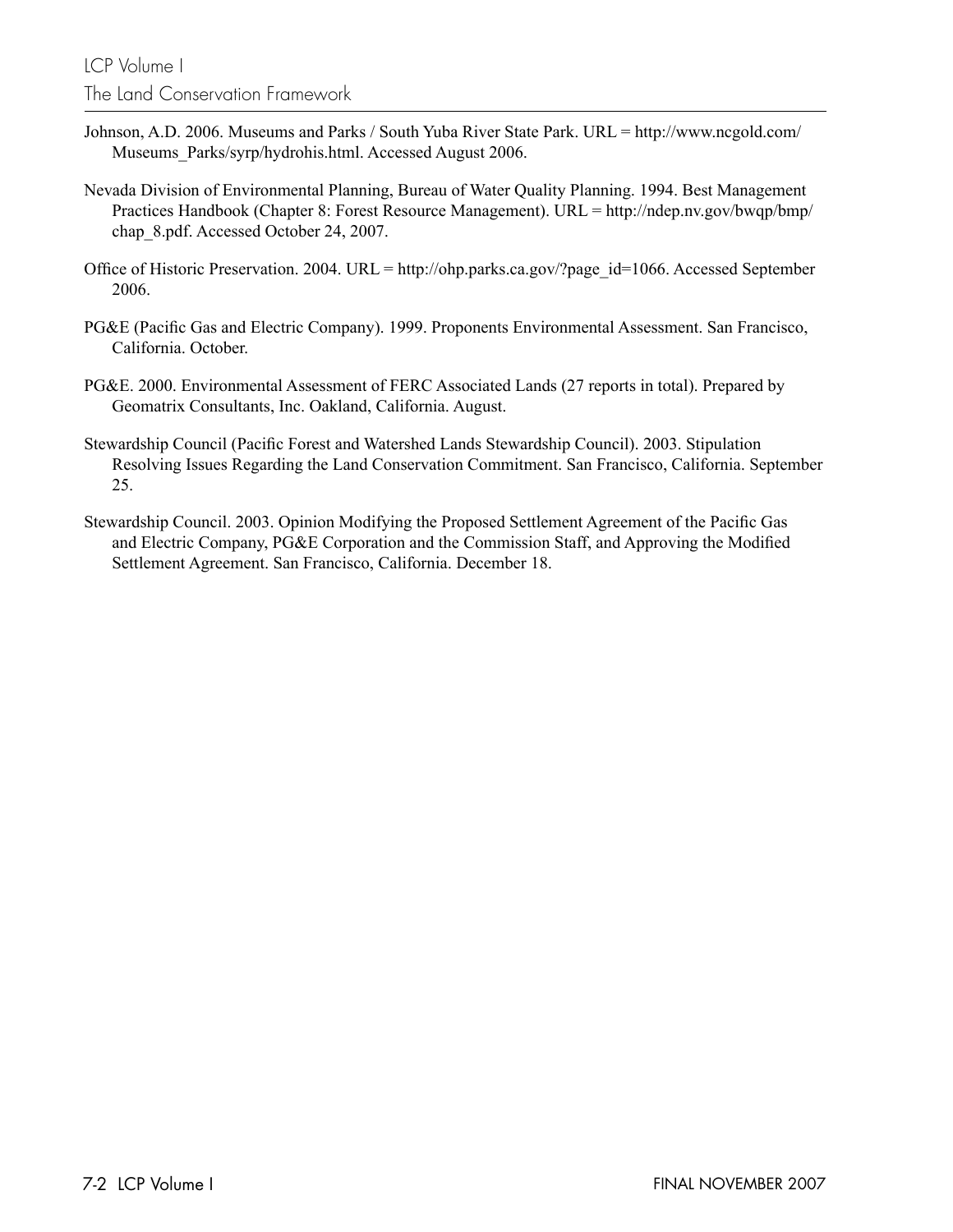Johnson, A.D. 2006. Museums and Parks / South Yuba River State Park. URL = http://www.ncgold.com/Museums_Parks/syrp/hydrohis.html. Accessed August 2006.

Nevada Division of Environmental Planning, Bureau of Water Quality Planning. 1994. Best Management Practices Handbook (Chapter 8: Forest Resource Management). URL = http://ndep.nv.gov/bwqp/bmp/chap_8.pdf. Accessed October 24, 2007.

Office of Historic Preservation. 2004. URL = http://ohp.parks.ca.gov/?page_id=1066. Accessed September 2006.

PG&E (Pacific Gas and Electric Company). 1999. Proponents Environmental Assessment. San Francisco, California. October.

PG&E. 2000. Environmental Assessment of FERC Associated Lands (27 reports in total). Prepared by Geomatrix Consultants, Inc. Oakland, California. August.

Stewardship Council (Pacific Forest and Watershed Lands Stewardship Council). 2003. Stipulation Resolving Issues Regarding the Land Conservation Commitment. San Francisco, California. September 25.

Stewardship Council. 2003. Opinion Modifying the Proposed Settlement Agreement of the Pacific Gas and Electric Company, PG&E Corporation and the Commission Staff, and Approving the Modified Settlement Agreement. San Francisco, California. December 18.